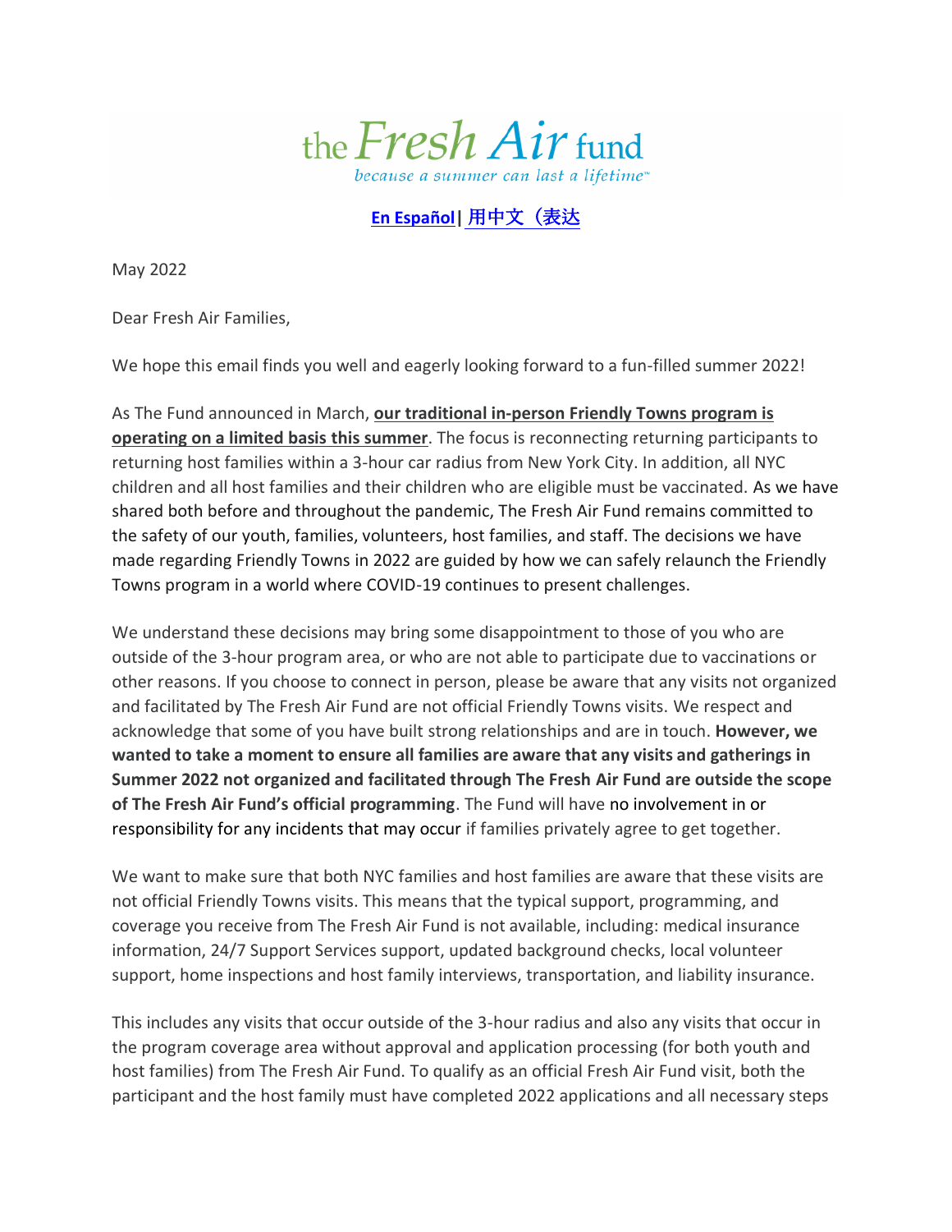the Fresh Air fund

*because a summer can last a lifetime™*

**En Español** | 用中文（表达

May 2022

Dear Fresh Air Families,

We hope this email finds you well and eagerly looking forward to a fun-filled summer 2022!

As The Fund announced in March, **our traditional in-person Friendly Towns program is operating on a limited basis this summer**. The focus is reconnecting returning participants to returning host families within a 3-hour car radius from New York City. In addition, all NYC children and all host families and their children who are eligible must be vaccinated. As we have shared both before and throughout the pandemic, The Fresh Air Fund remains committed to the safety of our youth, families, volunteers, host families, and staff. The decisions we have made regarding Friendly Towns in 2022 are guided by how we can safely relaunch the Friendly Towns program in a world where COVID-19 continues to present challenges.

We understand these decisions may bring some disappointment to those of you who are outside of the 3-hour program area, or who are not able to participate due to vaccinations or other reasons. If you choose to connect in person, please be aware that any visits not organized and facilitated by The Fresh Air Fund are not official Friendly Towns visits. We respect and acknowledge that some of you have built strong relationships and are in touch. **However, we wanted to take a moment to ensure all families are aware that any visits and gatherings in Summer 2022 not organized and facilitated through The Fresh Air Fund are outside the scope of The Fresh Air Fund's official programming**. The Fund will have no involvement in or responsibility for any incidents that may occur if families privately agree to get together.

We want to make sure that both NYC families and host families are aware that these visits are not official Friendly Towns visits. This means that the typical support, programming, and coverage you receive from The Fresh Air Fund is not available, including: medical insurance information, 24/7 Support Services support, updated background checks, local volunteer support, home inspections and host family interviews, transportation, and liability insurance.

This includes any visits that occur outside of the 3-hour radius and also any visits that occur in the program coverage area without approval and application processing (for both youth and host families) from The Fresh Air Fund. To qualify as an official Fresh Air Fund visit, both the participant and the host family must have completed 2022 applications and all necessary steps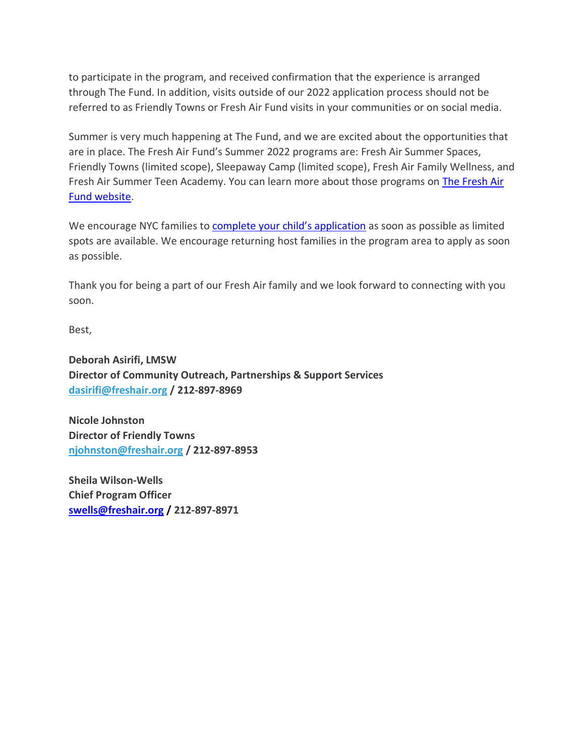to participate in the program, and received confirmation that the experience is arranged through The Fund. In addition, visits outside of our 2022 application process should not be referred to as Friendly Towns or Fresh Air Fund visits in your communities or on social media.

Summer is very much happening at The Fund, and we are excited about the opportunities that are in place. The Fresh Air Fund's Summer 2022 programs are: Fresh Air Summer Spaces, Friendly Towns (limited scope), Sleepaway Camp (limited scope), Fresh Air Family Wellness, and Fresh Air Summer Teen Academy. You can learn more about those programs on The Fresh Air Fund website.

We encourage NYC families to complete your child's application as soon as possible as limited spots are available. We encourage returning host families in the program area to apply as soon as possible.

Thank you for being a part of our Fresh Air family and we look forward to connecting with you soon.

Best,

**Deborah Asirifi, LMSW**
**Director of Community Outreach, Partnerships & Support Services**
**dasirifi@freshair.org / 212-897-8969**

**Nicole Johnston**
**Director of Friendly Towns**
**njohnston@freshair.org / 212-897-8953**

**Sheila Wilson-Wells**
**Chief Program Officer**
**swells@freshair.org / 212-897-8971**